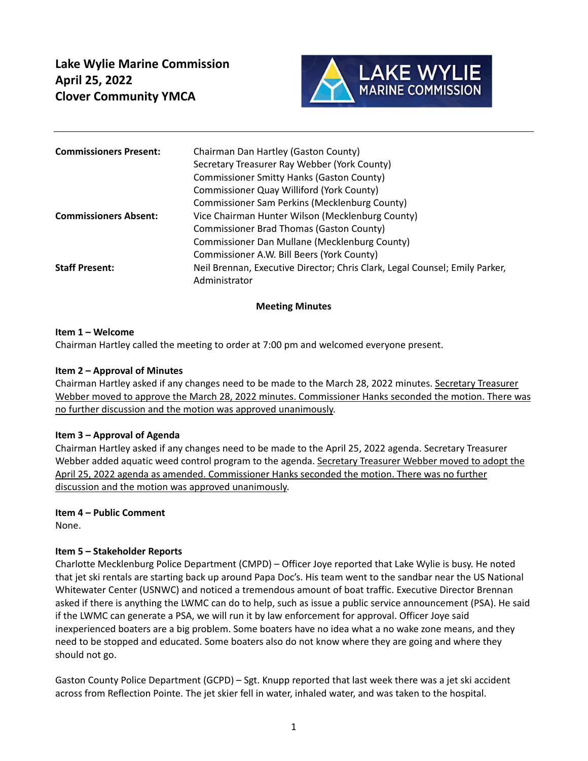# Lake Wylie Marine Commission
# April 25, 2022
# Clover Community YMCA

| | |
|---|---|
| **Commissioners Present:** | Chairman Dan Hartley (Gaston County)<br>Secretary Treasurer Ray Webber (York County)<br>Commissioner Smitty Hanks (Gaston County)<br>Commissioner Quay Williford (York County)<br>Commissioner Sam Perkins (Mecklenburg County) |
| **Commissioners Absent:** | Vice Chairman Hunter Wilson (Mecklenburg County)<br>Commissioner Brad Thomas (Gaston County)<br>Commissioner Dan Mullane (Mecklenburg County)<br>Commissioner A.W. Bill Beers (York County) |
| **Staff Present:** | Neil Brennan, Executive Director; Chris Clark, Legal Counsel; Emily Parker, Administrator |

**Meeting Minutes**

**Item 1 – Welcome**
Chairman Hartley called the meeting to order at 7:00 pm and welcomed everyone present.

**Item 2 – Approval of Minutes**
Chairman Hartley asked if any changes need to be made to the March 28, 2022 minutes. <u>Secretary Treasurer Webber moved to approve the March 28, 2022 minutes. Commissioner Hanks seconded the motion. There was no further discussion and the motion was approved unanimously</u>.

**Item 3 – Approval of Agenda**
Chairman Hartley asked if any changes need to be made to the April 25, 2022 agenda. Secretary Treasurer Webber added aquatic weed control program to the agenda. <u>Secretary Treasurer Webber moved to adopt the April 25, 2022 agenda as amended. Commissioner Hanks seconded the motion. There was no further discussion and the motion was approved unanimously</u>.

**Item 4 – Public Comment**
None.

**Item 5 – Stakeholder Reports**
Charlotte Mecklenburg Police Department (CMPD) – Officer Joye reported that Lake Wylie is busy. He noted that jet ski rentals are starting back up around Papa Doc's. His team went to the sandbar near the US National Whitewater Center (USNWC) and noticed a tremendous amount of boat traffic. Executive Director Brennan asked if there is anything the LWMC can do to help, such as issue a public service announcement (PSA). He said if the LWMC can generate a PSA, we will run it by law enforcement for approval. Officer Joye said inexperienced boaters are a big problem. Some boaters have no idea what a no wake zone means, and they need to be stopped and educated. Some boaters also do not know where they are going and where they should not go.

Gaston County Police Department (GCPD) – Sgt. Knupp reported that last week there was a jet ski accident across from Reflection Pointe. The jet skier fell in water, inhaled water, and was taken to the hospital.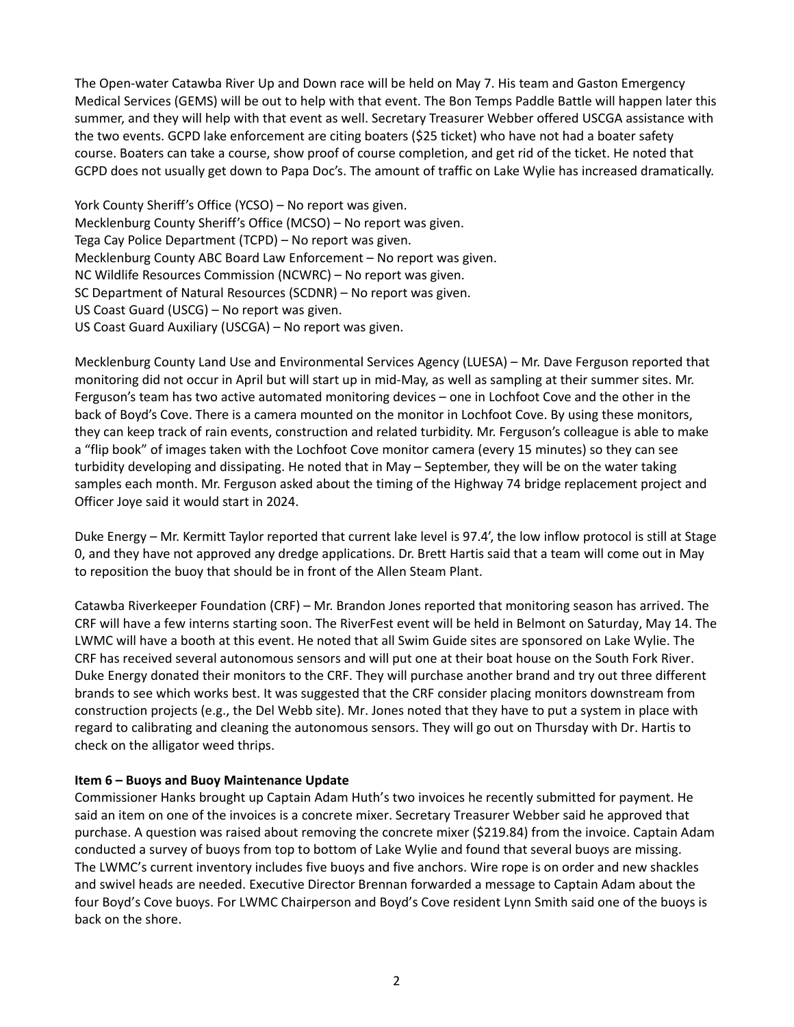The Open-water Catawba River Up and Down race will be held on May 7. His team and Gaston Emergency Medical Services (GEMS) will be out to help with that event. The Bon Temps Paddle Battle will happen later this summer, and they will help with that event as well. Secretary Treasurer Webber offered USCGA assistance with the two events. GCPD lake enforcement are citing boaters ($25 ticket) who have not had a boater safety course. Boaters can take a course, show proof of course completion, and get rid of the ticket. He noted that GCPD does not usually get down to Papa Doc's. The amount of traffic on Lake Wylie has increased dramatically.

York County Sheriff's Office (YCSO) – No report was given.
Mecklenburg County Sheriff's Office (MCSO) – No report was given.
Tega Cay Police Department (TCPD) – No report was given.
Mecklenburg County ABC Board Law Enforcement – No report was given.
NC Wildlife Resources Commission (NCWRC) – No report was given.
SC Department of Natural Resources (SCDNR) – No report was given.
US Coast Guard (USCG) – No report was given.
US Coast Guard Auxiliary (USCGA) – No report was given.

Mecklenburg County Land Use and Environmental Services Agency (LUESA) – Mr. Dave Ferguson reported that monitoring did not occur in April but will start up in mid-May, as well as sampling at their summer sites. Mr. Ferguson's team has two active automated monitoring devices – one in Lochfoot Cove and the other in the back of Boyd's Cove. There is a camera mounted on the monitor in Lochfoot Cove. By using these monitors, they can keep track of rain events, construction and related turbidity. Mr. Ferguson's colleague is able to make a "flip book" of images taken with the Lochfoot Cove monitor camera (every 15 minutes) so they can see turbidity developing and dissipating. He noted that in May – September, they will be on the water taking samples each month. Mr. Ferguson asked about the timing of the Highway 74 bridge replacement project and Officer Joye said it would start in 2024.

Duke Energy – Mr. Kermitt Taylor reported that current lake level is 97.4', the low inflow protocol is still at Stage 0, and they have not approved any dredge applications. Dr. Brett Hartis said that a team will come out in May to reposition the buoy that should be in front of the Allen Steam Plant.

Catawba Riverkeeper Foundation (CRF) – Mr. Brandon Jones reported that monitoring season has arrived. The CRF will have a few interns starting soon. The RiverFest event will be held in Belmont on Saturday, May 14. The LWMC will have a booth at this event. He noted that all Swim Guide sites are sponsored on Lake Wylie. The CRF has received several autonomous sensors and will put one at their boat house on the South Fork River. Duke Energy donated their monitors to the CRF. They will purchase another brand and try out three different brands to see which works best. It was suggested that the CRF consider placing monitors downstream from construction projects (e.g., the Del Webb site). Mr. Jones noted that they have to put a system in place with regard to calibrating and cleaning the autonomous sensors. They will go out on Thursday with Dr. Hartis to check on the alligator weed thrips.

**Item 6 – Buoys and Buoy Maintenance Update**

Commissioner Hanks brought up Captain Adam Huth's two invoices he recently submitted for payment. He said an item on one of the invoices is a concrete mixer. Secretary Treasurer Webber said he approved that purchase. A question was raised about removing the concrete mixer ($219.84) from the invoice. Captain Adam conducted a survey of buoys from top to bottom of Lake Wylie and found that several buoys are missing. The LWMC's current inventory includes five buoys and five anchors. Wire rope is on order and new shackles and swivel heads are needed. Executive Director Brennan forwarded a message to Captain Adam about the four Boyd's Cove buoys. For LWMC Chairperson and Boyd's Cove resident Lynn Smith said one of the buoys is back on the shore.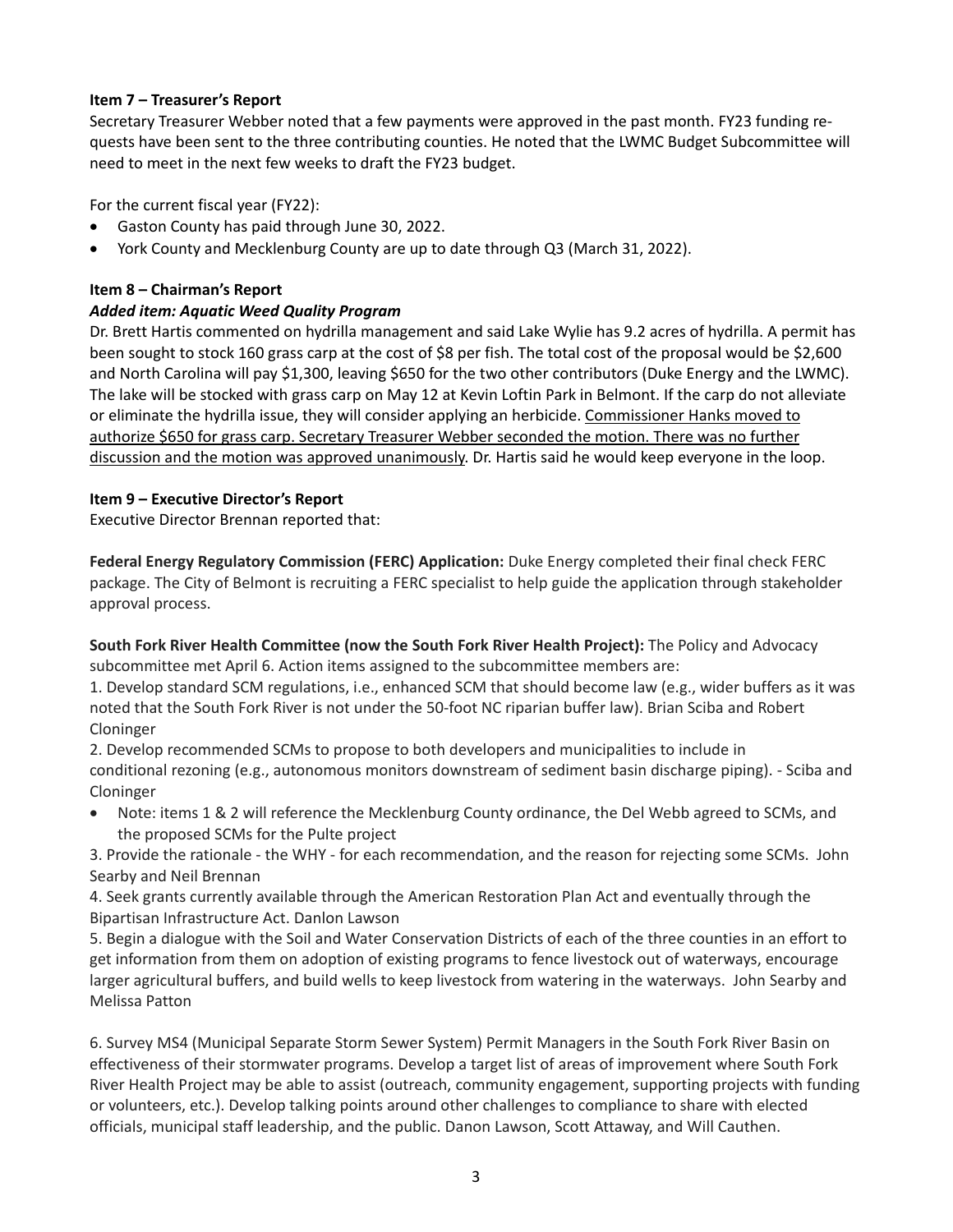**Item 7 – Treasurer's Report**

Secretary Treasurer Webber noted that a few payments were approved in the past month. FY23 funding requests have been sent to the three contributing counties. He noted that the LWMC Budget Subcommittee will need to meet in the next few weeks to draft the FY23 budget.

For the current fiscal year (FY22):

- Gaston County has paid through June 30, 2022.
- York County and Mecklenburg County are up to date through Q3 (March 31, 2022).

**Item 8 – Chairman's Report**

***Added item: Aquatic Weed Quality Program***

Dr. Brett Hartis commented on hydrilla management and said Lake Wylie has 9.2 acres of hydrilla. A permit has been sought to stock 160 grass carp at the cost of $8 per fish. The total cost of the proposal would be $2,600 and North Carolina will pay $1,300, leaving $650 for the two other contributors (Duke Energy and the LWMC). The lake will be stocked with grass carp on May 12 at Kevin Loftin Park in Belmont. If the carp do not alleviate or eliminate the hydrilla issue, they will consider applying an herbicide. <u>Commissioner Hanks moved to authorize $650 for grass carp. Secretary Treasurer Webber seconded the motion. There was no further discussion and the motion was approved unanimously</u>. Dr. Hartis said he would keep everyone in the loop.

**Item 9 – Executive Director's Report**

Executive Director Brennan reported that:

**Federal Energy Regulatory Commission (FERC) Application:** Duke Energy completed their final check FERC package. The City of Belmont is recruiting a FERC specialist to help guide the application through stakeholder approval process.

**South Fork River Health Committee (now the South Fork River Health Project):** The Policy and Advocacy subcommittee met April 6. Action items assigned to the subcommittee members are:

1. Develop standard SCM regulations, i.e., enhanced SCM that should become law (e.g., wider buffers as it was noted that the South Fork River is not under the 50-foot NC riparian buffer law). Brian Sciba and Robert Cloninger
2. Develop recommended SCMs to propose to both developers and municipalities to include in conditional rezoning (e.g., autonomous monitors downstream of sediment basin discharge piping). - Sciba and Cloninger

- Note: items 1 & 2 will reference the Mecklenburg County ordinance, the Del Webb agreed to SCMs, and the proposed SCMs for the Pulte project

3. Provide the rationale - the WHY - for each recommendation, and the reason for rejecting some SCMs. John Searby and Neil Brennan
4. Seek grants currently available through the American Restoration Plan Act and eventually through the Bipartisan Infrastructure Act. Danlon Lawson
5. Begin a dialogue with the Soil and Water Conservation Districts of each of the three counties in an effort to get information from them on adoption of existing programs to fence livestock out of waterways, encourage larger agricultural buffers, and build wells to keep livestock from watering in the waterways. John Searby and Melissa Patton

6. Survey MS4 (Municipal Separate Storm Sewer System) Permit Managers in the South Fork River Basin on effectiveness of their stormwater programs. Develop a target list of areas of improvement where South Fork River Health Project may be able to assist (outreach, community engagement, supporting projects with funding or volunteers, etc.). Develop talking points around other challenges to compliance to share with elected officials, municipal staff leadership, and the public. Danon Lawson, Scott Attaway, and Will Cauthen.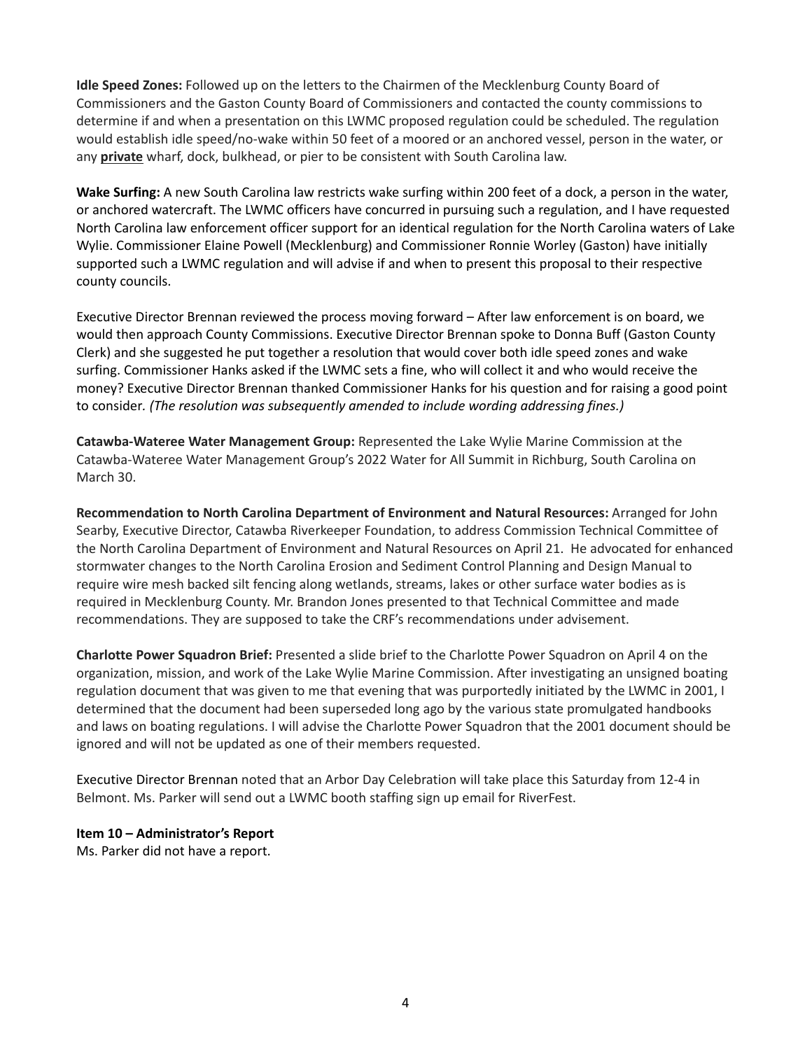**Idle Speed Zones:** Followed up on the letters to the Chairmen of the Mecklenburg County Board of Commissioners and the Gaston County Board of Commissioners and contacted the county commissions to determine if and when a presentation on this LWMC proposed regulation could be scheduled. The regulation would establish idle speed/no-wake within 50 feet of a moored or an anchored vessel, person in the water, or any **private** wharf, dock, bulkhead, or pier to be consistent with South Carolina law.

**Wake Surfing:** A new South Carolina law restricts wake surfing within 200 feet of a dock, a person in the water, or anchored watercraft. The LWMC officers have concurred in pursuing such a regulation, and I have requested North Carolina law enforcement officer support for an identical regulation for the North Carolina waters of Lake Wylie. Commissioner Elaine Powell (Mecklenburg) and Commissioner Ronnie Worley (Gaston) have initially supported such a LWMC regulation and will advise if and when to present this proposal to their respective county councils.

Executive Director Brennan reviewed the process moving forward – After law enforcement is on board, we would then approach County Commissions. Executive Director Brennan spoke to Donna Buff (Gaston County Clerk) and she suggested he put together a resolution that would cover both idle speed zones and wake surfing. Commissioner Hanks asked if the LWMC sets a fine, who will collect it and who would receive the money? Executive Director Brennan thanked Commissioner Hanks for his question and for raising a good point to consider. *(The resolution was subsequently amended to include wording addressing fines.)*

**Catawba-Wateree Water Management Group:** Represented the Lake Wylie Marine Commission at the Catawba-Wateree Water Management Group's 2022 Water for All Summit in Richburg, South Carolina on March 30.

**Recommendation to North Carolina Department of Environment and Natural Resources:** Arranged for John Searby, Executive Director, Catawba Riverkeeper Foundation, to address Commission Technical Committee of the North Carolina Department of Environment and Natural Resources on April 21. He advocated for enhanced stormwater changes to the North Carolina Erosion and Sediment Control Planning and Design Manual to require wire mesh backed silt fencing along wetlands, streams, lakes or other surface water bodies as is required in Mecklenburg County. Mr. Brandon Jones presented to that Technical Committee and made recommendations. They are supposed to take the CRF's recommendations under advisement.

**Charlotte Power Squadron Brief:** Presented a slide brief to the Charlotte Power Squadron on April 4 on the organization, mission, and work of the Lake Wylie Marine Commission. After investigating an unsigned boating regulation document that was given to me that evening that was purportedly initiated by the LWMC in 2001, I determined that the document had been superseded long ago by the various state promulgated handbooks and laws on boating regulations. I will advise the Charlotte Power Squadron that the 2001 document should be ignored and will not be updated as one of their members requested.

Executive Director Brennan noted that an Arbor Day Celebration will take place this Saturday from 12-4 in Belmont. Ms. Parker will send out a LWMC booth staffing sign up email for RiverFest.

**Item 10 – Administrator's Report**

Ms. Parker did not have a report.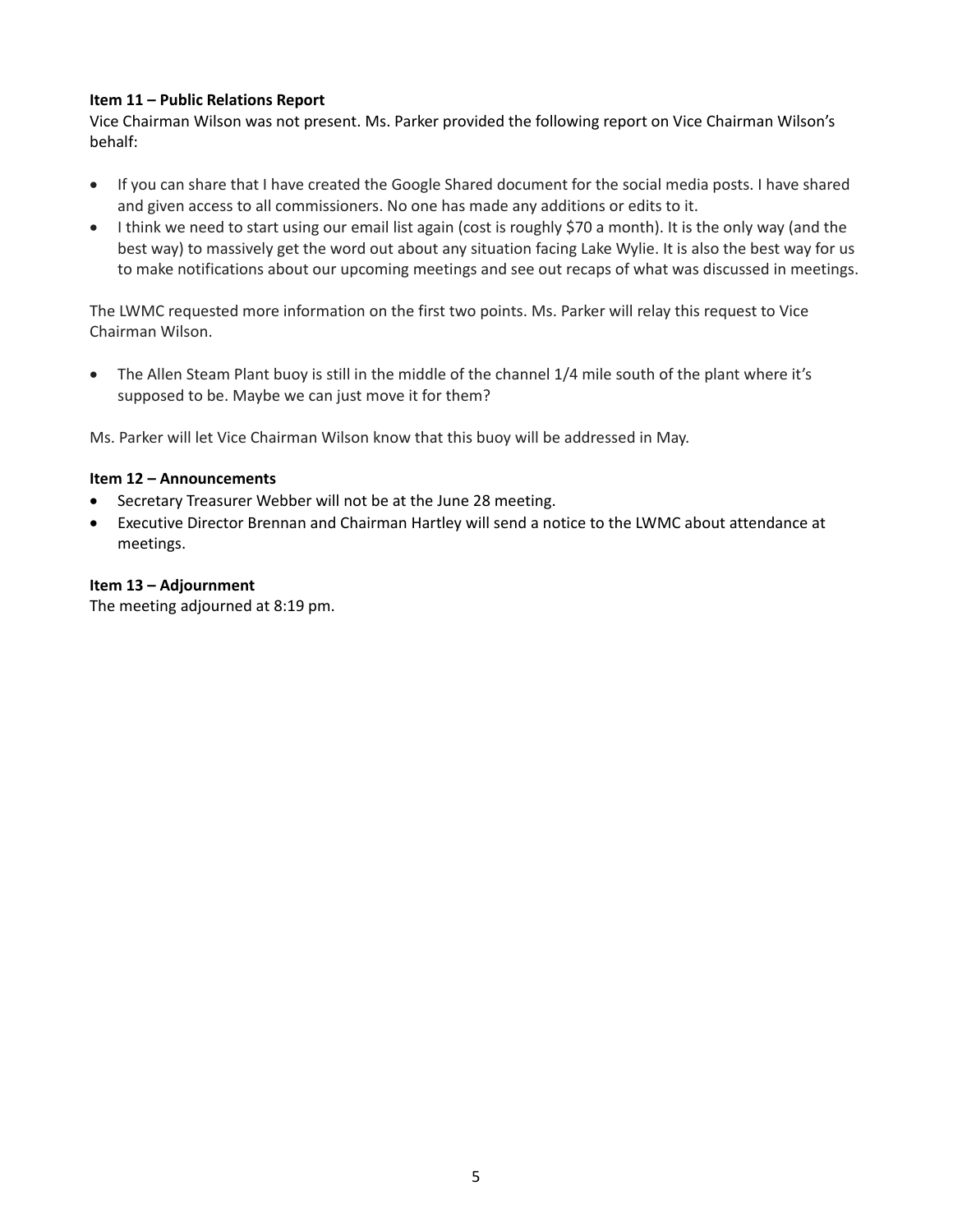**Item 11 – Public Relations Report**

Vice Chairman Wilson was not present. Ms. Parker provided the following report on Vice Chairman Wilson's behalf:

- If you can share that I have created the Google Shared document for the social media posts. I have shared and given access to all commissioners. No one has made any additions or edits to it.
- I think we need to start using our email list again (cost is roughly $70 a month). It is the only way (and the best way) to massively get the word out about any situation facing Lake Wylie. It is also the best way for us to make notifications about our upcoming meetings and see out recaps of what was discussed in meetings.

The LWMC requested more information on the first two points. Ms. Parker will relay this request to Vice Chairman Wilson.

- The Allen Steam Plant buoy is still in the middle of the channel 1/4 mile south of the plant where it's supposed to be. Maybe we can just move it for them?

Ms. Parker will let Vice Chairman Wilson know that this buoy will be addressed in May.

**Item 12 – Announcements**

- Secretary Treasurer Webber will not be at the June 28 meeting.
- Executive Director Brennan and Chairman Hartley will send a notice to the LWMC about attendance at meetings.

**Item 13 – Adjournment**

The meeting adjourned at 8:19 pm.